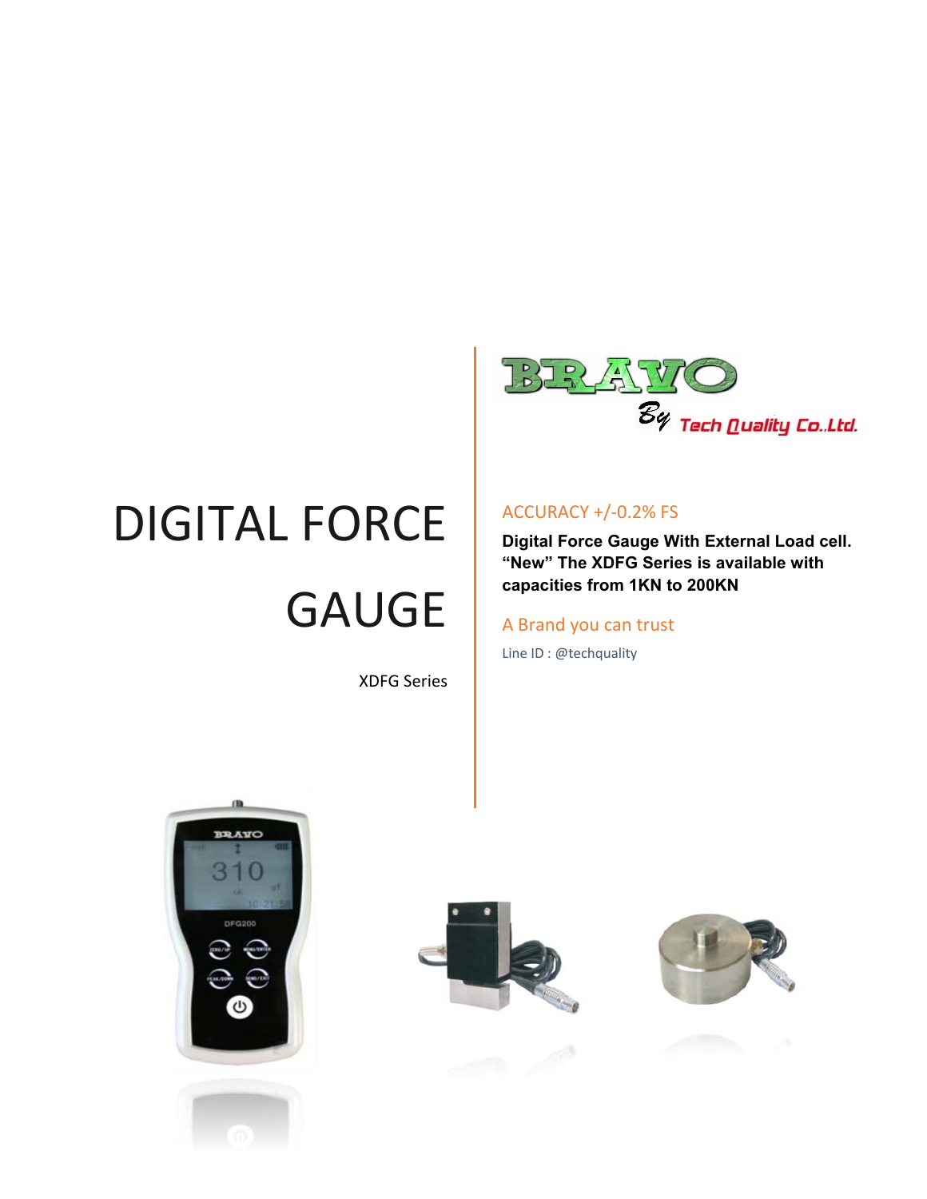BRAVO

By Tech Quality Co.,Ltd.

# DIGITAL FORCE GAUGE

XDFG Series

ACCURACY +/-0.2% FS

**Digital Force Gauge With External Load cell. "New" The XDFG Series is available with capacities from 1KN to 200KN**

A Brand you can trust

Line ID : @techquality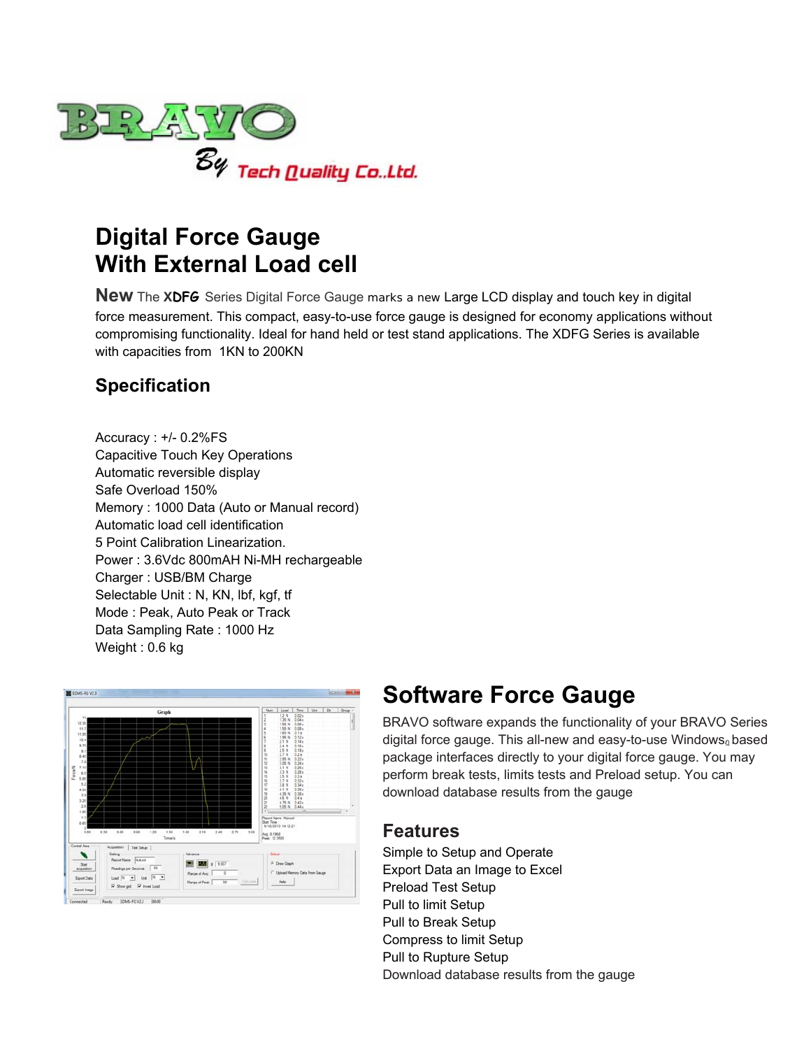BRAVO

By Tech Quality Co.,Ltd.

# Digital Force Gauge With External Load cell

**New** The XDFG Series Digital Force Gauge marks a new Large LCD display and touch key in digital force measurement. This compact, easy-to-use force gauge is designed for economy applications without compromising functionality. Ideal for hand held or test stand applications. The XDFG Series is available with capacities from 1KN to 200KN

## Specification

Accuracy : +/- 0.2%FS
Capacitive Touch Key Operations
Automatic reversible display
Safe Overload 150%
Memory : 1000 Data (Auto or Manual record)
Automatic load cell identification
5 Point Calibration Linearization.
Power : 3.6Vdc 800mAH Ni-MH rechargeable
Charger : USB/BM Charge
Selectable Unit : N, KN, lbf, kgf, tf
Mode : Peak, Auto Peak or Track
Data Sampling Rate : 1000 Hz
Weight : 0.6 kg

## Software Force Gauge

BRAVO software expands the functionality of your BRAVO Series digital force gauge. This all-new and easy-to-use Windows based package interfaces directly to your digital force gauge. You may perform break tests, limits tests and Preload setup. You can download database results from the gauge

## Features

Simple to Setup and Operate
Export Data an Image to Excel
Preload Test Setup
Pull to limit Setup
Pull to Break Setup
Compress to limit Setup
Pull to Rupture Setup
Download database results from the gauge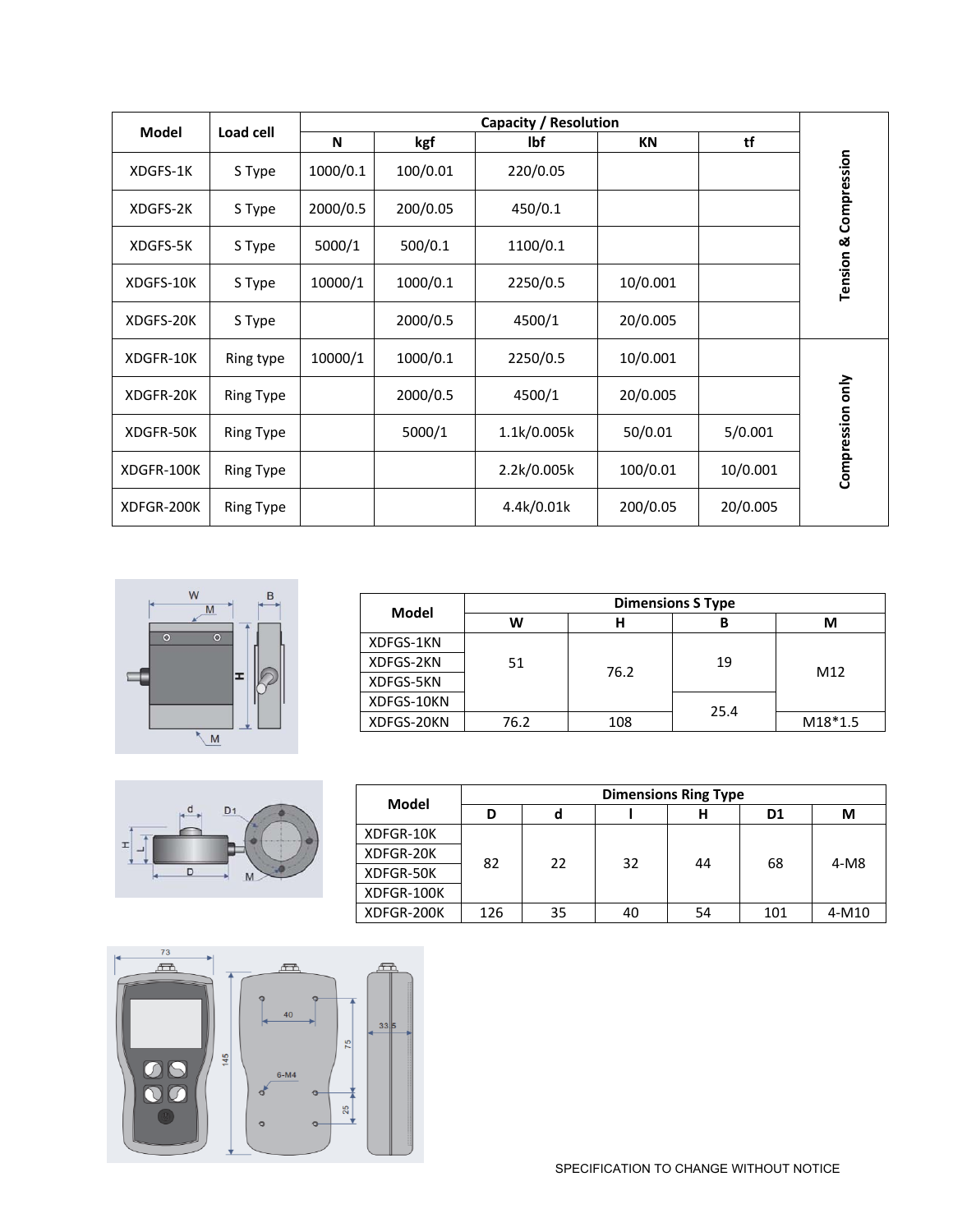| Model | Load cell | Capacity / Resolution | | | | | |
|---|---|---|---|---|---|---|---|
| | | N | kgf | lbf | KN | tf | |
| XDGFS-1K | S Type | 1000/0.1 | 100/0.01 | 220/0.05 | | | Tension & Compression |
| XDGFS-2K | S Type | 2000/0.5 | 200/0.05 | 450/0.1 | | | |
| XDGFS-5K | S Type | 5000/1 | 500/0.1 | 1100/0.1 | | | |
| XDGFS-10K | S Type | 10000/1 | 1000/0.1 | 2250/0.5 | 10/0.001 | | |
| XDGFS-20K | S Type | | 2000/0.5 | 4500/1 | 20/0.005 | | |
| XDGFR-10K | Ring type | 10000/1 | 1000/0.1 | 2250/0.5 | 10/0.001 | | Compression only |
| XDGFR-20K | Ring Type | | 2000/0.5 | 4500/1 | 20/0.005 | | |
| XDGFR-50K | Ring Type | | 5000/1 | 1.1k/0.005k | 50/0.01 | 5/0.001 | |
| XDGFR-100K | Ring Type | | | 2.2k/0.005k | 100/0.01 | 10/0.001 | |
| XDFGR-200K | Ring Type | | | 4.4k/0.01k | 200/0.05 | 20/0.005 | |

| Model | Dimensions S Type | | | |
|---|---|---|---|---|
| | W | H | B | M |
| XDFGS-1KN | 51 | 76.2 | 19 | M12 |
| XDFGS-2KN | 51 | 76.2 | 19 | M12 |
| XDFGS-5KN | 51 | 76.2 | 19 | M12 |
| XDFGS-10KN | 51 | 76.2 | 25.4 | M12 |
| XDFGS-20KN | 76.2 | 108 | 25.4 | M18*1.5 |

| Model | Dimensions Ring Type | | | | | |
|---|---|---|---|---|---|---|
| | D | d | l | H | D1 | M |
| XDFGR-10K | 82 | 22 | 32 | 44 | 68 | 4-M8 |
| XDFGR-20K | 82 | 22 | 32 | 44 | 68 | 4-M8 |
| XDFGR-50K | 82 | 22 | 32 | 44 | 68 | 4-M8 |
| XDFGR-100K | 82 | 22 | 32 | 44 | 68 | 4-M8 |
| XDFGR-200K | 126 | 35 | 40 | 54 | 101 | 4-M10 |

SPECIFICATION TO CHANGE WITHOUT NOTICE